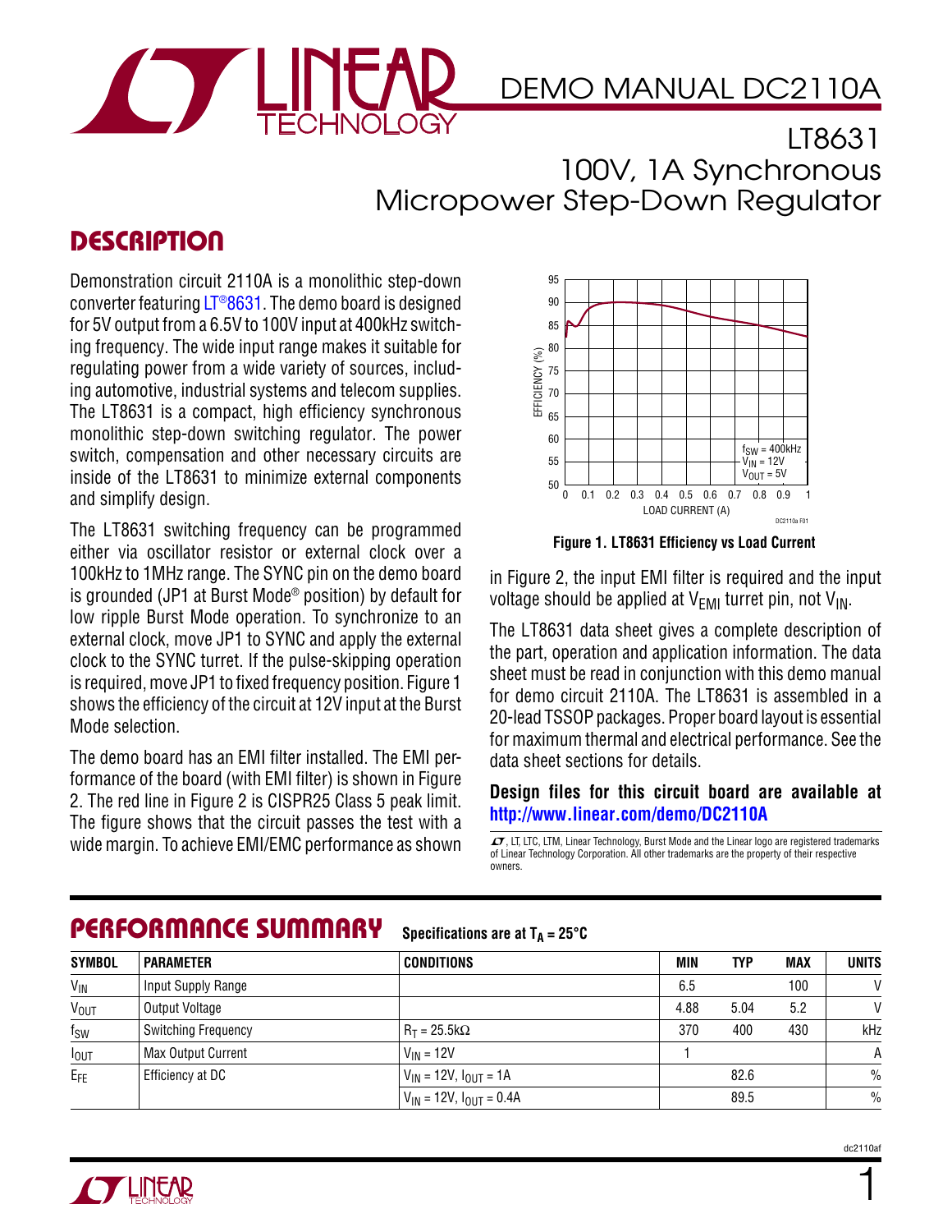# DEMO MANUAL DC2110A

## LT8631 100V, 1A Synchronous Micropower Step-Down Regulator

## DESCRIPTION

Demonstration circuit 2110A is a monolithic step-down converter featuring LT®8631. The demo board is designed for 5V output from a 6.5V to 100V input at 400kHz switching frequency. The wide input range makes it suitable for regulating power from a wide variety of sources, including automotive, industrial systems and telecom supplies. The LT8631 is a compact, high efficiency synchronous monolithic step-down switching regulator. The power switch, compensation and other necessary circuits are inside of the LT8631 to minimize external components and simplify design.

The LT8631 switching frequency can be programmed either via oscillator resistor or external clock over a 100kHz to 1MHz range. The SYNC pin on the demo board is grounded (JP1 at Burst Mode® position) by default for low ripple Burst Mode operation. To synchronize to an external clock, move JP1 to SYNC and apply the external clock to the SYNC turret. If the pulse-skipping operation is required, move JP1 to fixed frequency position. Figure 1 shows the efficiency of the circuit at 12V input at the Burst Mode selection.

The demo board has an EMI filter installed. The EMI performance of the board (with EMI filter) is shown in Figure 2. The red line in Figure 2 is CISPR25 Class 5 peak limit. The figure shows that the circuit passes the test with a wide margin. To achieve EMI/EMC performance as shown in Figure 2, the input EMI filter is required and the input voltage should be applied at $V_{EMI}$ turret pin, not $V_{IN}$.

**Figure 1. LT8631 Efficiency vs Load Current**

The LT8631 data sheet gives a complete description of the part, operation and application information. The data sheet must be read in conjunction with this demo manual for demo circuit 2110A. The LT8631 is assembled in a 20-lead TSSOP packages. Proper board layout is essential for maximum thermal and electrical performance. See the data sheet sections for details.

**Design files for this circuit board are available at http://www.linear.com/demo/DC2110A**

LT, LTC, LTM, Linear Technology, Burst Mode and the Linear logo are registered trademarks of Linear Technology Corporation. All other trademarks are the property of their respective owners.

## PERFORMANCE SUMMARY

Specifications are at $T_A = 25°C$

| SYMBOL | PARAMETER | CONDITIONS | MIN | TYP | MAX | UNITS |
|---|---|---|---|---|---|---|
| $V_{IN}$ | Input Supply Range | | 6.5 | | 100 | V |
| $V_{OUT}$ | Output Voltage | | 4.88 | 5.04 | 5.2 | V |
| $f_{SW}$ | Switching Frequency | $R_T = 25.5kΩ$ | 370 | 400 | 430 | kHz |
| $I_{OUT}$ | Max Output Current | $V_{IN} = 12V$ | 1 | | | A |
| $E_{FE}$ | Efficiency at DC | $V_{IN} = 12V$, $I_{OUT} = 1A$ | | 82.6 | | % |
| | | $V_{IN} = 12V$, $I_{OUT} = 0.4A$ | | 89.5 | | % |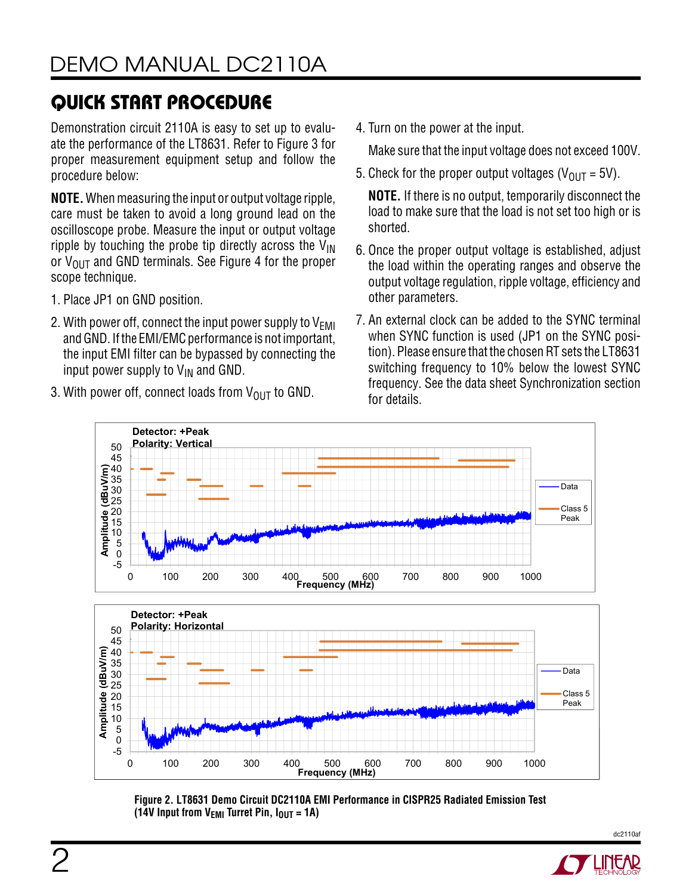## QUICK START PROCEDURE

Demonstration circuit 2110A is easy to set up to evaluate the performance of the LT8631. Refer to Figure 3 for proper measurement equipment setup and follow the procedure below:

**NOTE.** When measuring the input or output voltage ripple, care must be taken to avoid a long ground lead on the oscilloscope probe. Measure the input or output voltage ripple by touching the probe tip directly across the $V_{IN}$ or $V_{OUT}$ and GND terminals. See Figure 4 for the proper scope technique.

1. Place JP1 on GND position.
2. With power off, connect the input power supply to $V_{EMI}$ and GND. If the EMI/EMC performance is not important, the input EMI filter can be bypassed by connecting the input power supply to $V_{IN}$ and GND.
3. With power off, connect loads from $V_{OUT}$ to GND.
4. Turn on the power at the input.

   Make sure that the input voltage does not exceed 100V.
5. Check for the proper output voltages ($V_{OUT}$ = 5V).

   **NOTE.** If there is no output, temporarily disconnect the load to make sure that the load is not set too high or is shorted.
6. Once the proper output voltage is established, adjust the load within the operating ranges and observe the output voltage regulation, ripple voltage, efficiency and other parameters.
7. An external clock can be added to the SYNC terminal when SYNC function is used (JP1 on the SYNC position). Please ensure that the chosen RT sets the LT8631 switching frequency to 10% below the lowest SYNC frequency. See the data sheet Synchronization section for details.

**Figure 2. LT8631 Demo Circuit DC2110A EMI Performance in CISPR25 Radiated Emission Test (14V Input from $V_{EMI}$ Turret Pin, $I_{OUT}$ = 1A)**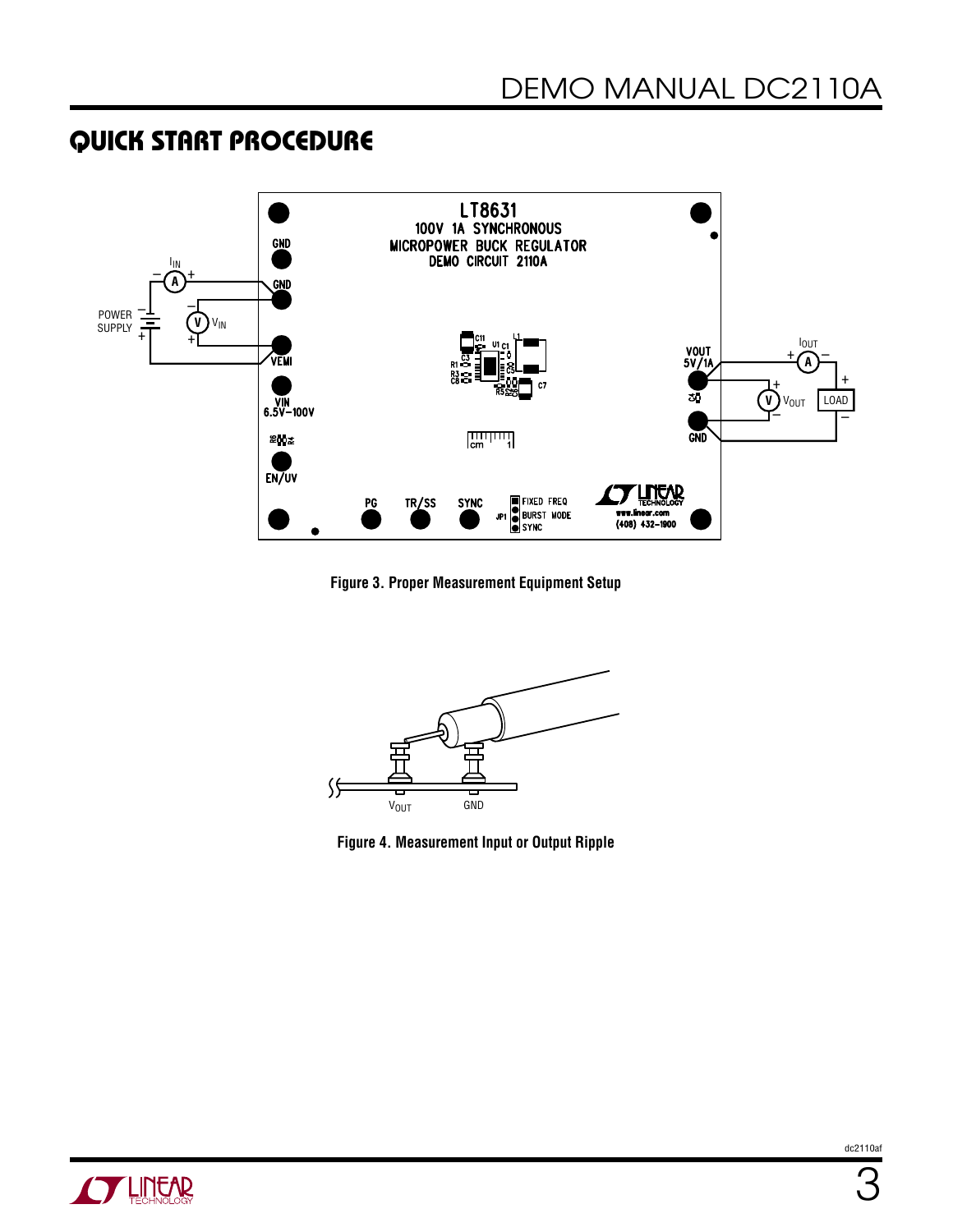## QUICK START PROCEDURE

Figure 3. Proper Measurement Equipment Setup

Figure 4. Measurement Input or Output Ripple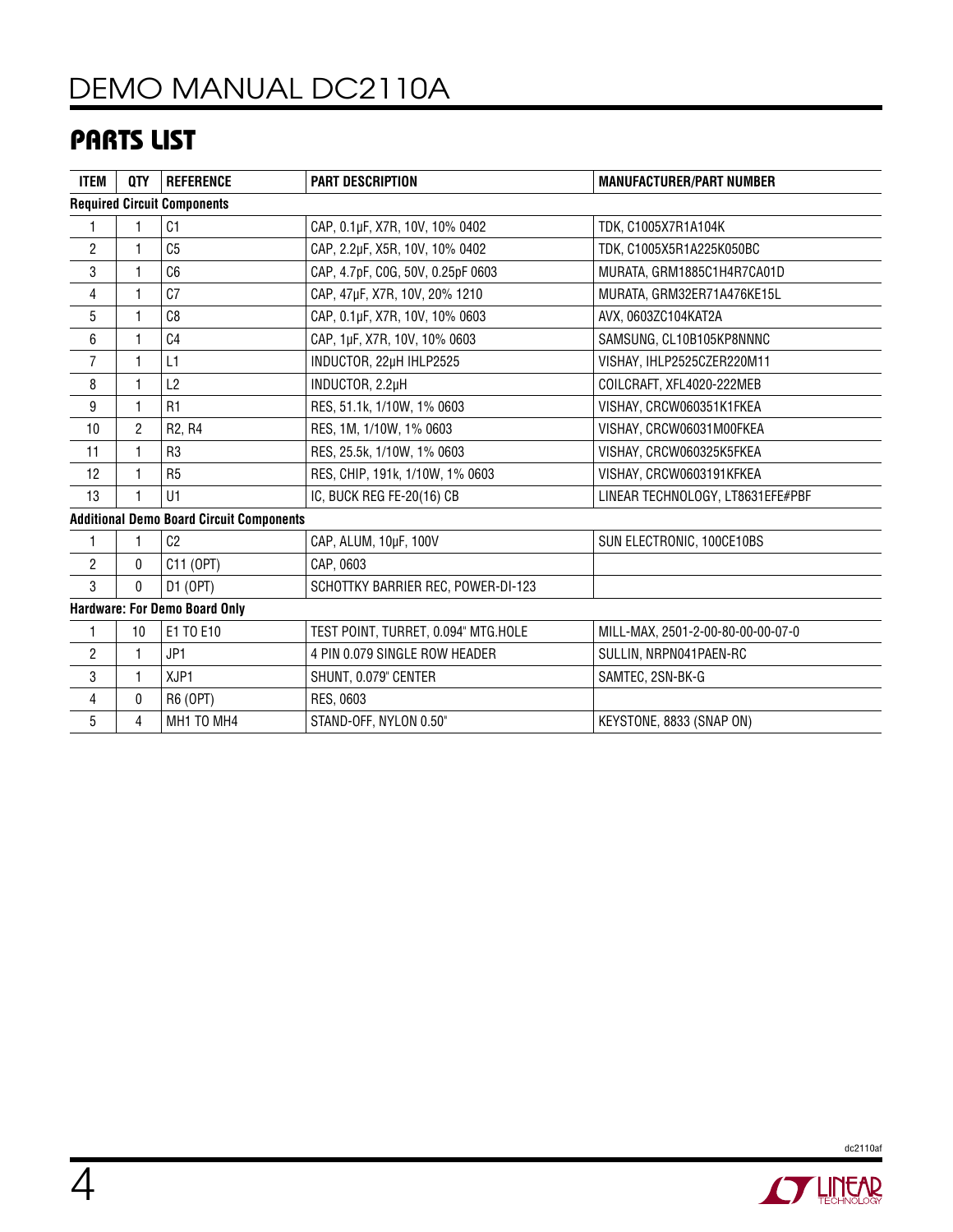## PARTS LIST

| ITEM | QTY | REFERENCE | PART DESCRIPTION | MANUFACTURER/PART NUMBER |
|---|---|---|---|---|
| **Required Circuit Components** | | | | |
| 1 | 1 | C1 | CAP, 0.1µF, X7R, 10V, 10% 0402 | TDK, C1005X7R1A104K |
| 2 | 1 | C5 | CAP, 2.2µF, X5R, 10V, 10% 0402 | TDK, C1005X5R1A225K050BC |
| 3 | 1 | C6 | CAP, 4.7pF, C0G, 50V, 0.25pF 0603 | MURATA, GRM1885C1H4R7CA01D |
| 4 | 1 | C7 | CAP, 47µF, X7R, 10V, 20% 1210 | MURATA, GRM32ER71A476KE15L |
| 5 | 1 | C8 | CAP, 0.1µF, X7R, 10V, 10% 0603 | AVX, 0603ZC104KAT2A |
| 6 | 1 | C4 | CAP, 1µF, X7R, 10V, 10% 0603 | SAMSUNG, CL10B105KP8NNNC |
| 7 | 1 | L1 | INDUCTOR, 22µH IHLP2525 | VISHAY, IHLP2525CZER220M11 |
| 8 | 1 | L2 | INDUCTOR, 2.2µH | COILCRAFT, XFL4020-222MEB |
| 9 | 1 | R1 | RES, 51.1k, 1/10W, 1% 0603 | VISHAY, CRCW060351K1FKEA |
| 10 | 2 | R2, R4 | RES, 1M, 1/10W, 1% 0603 | VISHAY, CRCW06031M00FKEA |
| 11 | 1 | R3 | RES, 25.5k, 1/10W, 1% 0603 | VISHAY, CRCW060325K5FKEA |
| 12 | 1 | R5 | RES, CHIP, 191k, 1/10W, 1% 0603 | VISHAY, CRCW0603191KFKEA |
| 13 | 1 | U1 | IC, BUCK REG FE-20(16) CB | LINEAR TECHNOLOGY, LT8631EFE#PBF |
| **Additional Demo Board Circuit Components** | | | | |
| 1 | 1 | C2 | CAP, ALUM, 10µF, 100V | SUN ELECTRONIC, 100CE10BS |
| 2 | 0 | C11 (OPT) | CAP, 0603 | |
| 3 | 0 | D1 (OPT) | SCHOTTKY BARRIER REC, POWER-DI-123 | |
| **Hardware: For Demo Board Only** | | | | |
| 1 | 10 | E1 TO E10 | TEST POINT, TURRET, 0.094" MTG.HOLE | MILL-MAX, 2501-2-00-80-00-00-07-0 |
| 2 | 1 | JP1 | 4 PIN 0.079 SINGLE ROW HEADER | SULLIN, NRPN041PAEN-RC |
| 3 | 1 | XJP1 | SHUNT, 0.079" CENTER | SAMTEC, 2SN-BK-G |
| 4 | 0 | R6 (OPT) | RES, 0603 | |
| 5 | 4 | MH1 TO MH4 | STAND-OFF, NYLON 0.50" | KEYSTONE, 8833 (SNAP ON) |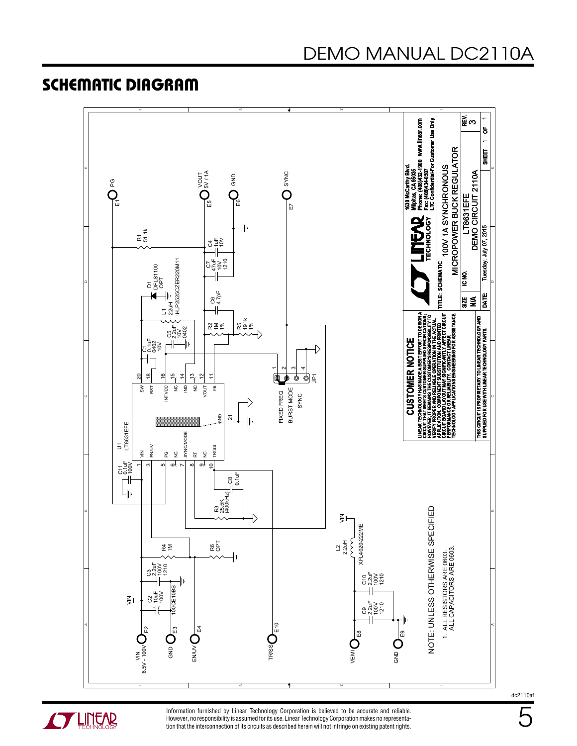## SCHEMATIC DIAGRAM

VIN 6.5V - 100V — E2
GND — E3
EN/UV — E4
TR/SS — E10
VEMI — E8
GND — E9
PG — E1
VOUT 5V / 1A — E5
GND — E6
SYNC — E7

C2 10uF 100V 100CE10BS
C3 2.2uF 100V 1210
R4 1M
R6 OPT
C11 0.1uF 100V
U1 LT8631EFE
C8 0.1uF
R3 25.5K (400kHz)
R1 51.1k
D1 DFLS1100 OPT
C1 0.1uF 0402 10V
L1 22uH IHLP2525CZER220M11
C5 2.2uF 10V 0402
C6 4.7pF
R2 1M 1%
R5 191k 1%
C7 47uF 10V 1210
C4 1uF 10V
L2 2.2uH XFL4020-222ME
C9 2.2uF 100V 1210
C10 2.2uF 100V 1210

U1 pins: VIN (1), EN/UV (3), PG (5), NC (6), SYNC/MODE (7), RT (8), NC (9), TR/SS (10), GND (21), FB (11), VOUT (12), NC (13), IND (14), NC (15), INTVCC (16), BST (18), SW (20)

JP1: FIXED FREQ (1-2), BURST MODE (2-3), SYNC (3-4)

NOTE: UNLESS OTHERWISE SPECIFIED

1. ALL RESISTORS ARE 0603.
   ALL CAPACITORS ARE 0603.

**CUSTOMER NOTICE**

LINEAR TECHNOLOGY HAS MADE A BEST EFFORT TO DESIGN A CIRCUIT THAT MEETS CUSTOMER-SUPPLIED SPECIFICATIONS; HOWEVER, IT REMAINS THE CUSTOMER'S RESPONSIBILITY TO VERIFY PROPER AND RELIABLE OPERATION IN THE ACTUAL APPLICATION. COMPONENT SUBSTITUTION AND PRINTED CIRCUIT BOARD LAYOUT MAY SIGNIFICANTLY AFFECT CIRCUIT PERFORMANCE OR RELIABILITY. CONTACT LINEAR TECHNOLOGY APPLICATIONS ENGINEERING FOR ASSISTANCE.

THIS CIRCUIT IS PROPRIETARY TO LINEAR TECHNOLOGY AND SUPPLIED FOR USE WITH LINEAR TECHNOLOGY PARTS.

LINEAR TECHNOLOGY
1630 McCarthy Blvd.
Milpitas, CA 95035
Phone: (408)432-1900 www.linear.com
Fax: (408)434-0507
LTC Confidential-For Customer Use Only

| | | | |
|---|---|---|---|
| TITLE: SCHEMATIC | 100V 1A SYNCHRONOUS MICROPOWER BUCK REGULATOR | | |
| SIZE N/A | IC NO. LT8631EFE | | REV. 3 |
| | DEMO CIRCUIT 2110A | | |
| DATE: Tuesday, July 07, 2015 | | SHEET 1 OF 1 | |

Information furnished by Linear Technology Corporation is believed to be accurate and reliable. However, no responsibility is assumed for its use. Linear Technology Corporation makes no representation that the interconnection of its circuits as described herein will not infringe on existing patent rights.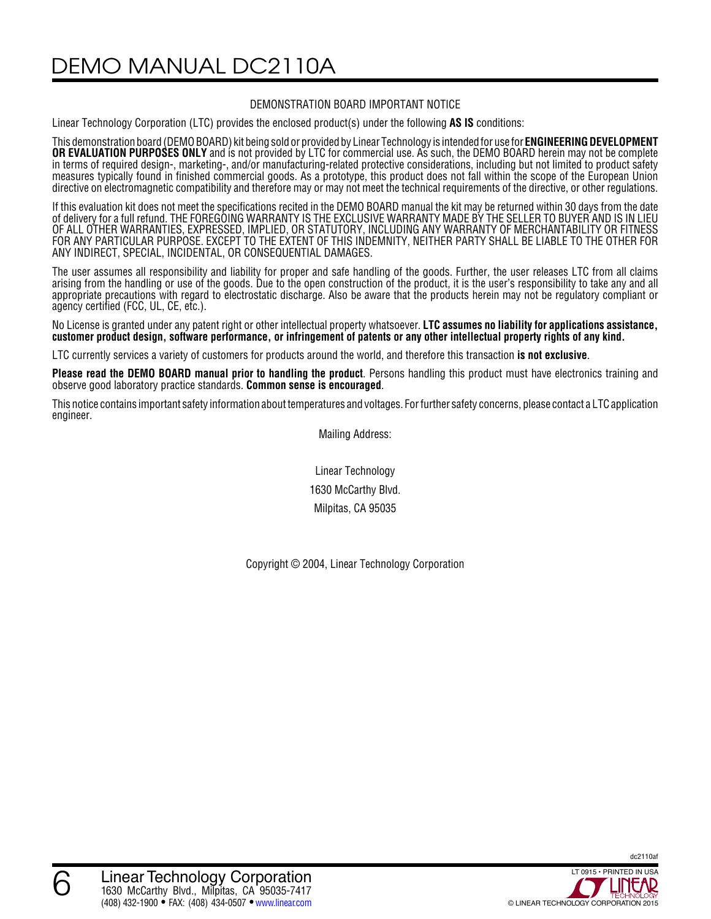## DEMONSTRATION BOARD IMPORTANT NOTICE

Linear Technology Corporation (LTC) provides the enclosed product(s) under the following **AS IS** conditions:

This demonstration board (DEMO BOARD) kit being sold or provided by Linear Technology is intended for use for **ENGINEERING DEVELOPMENT OR EVALUATION PURPOSES ONLY** and is not provided by LTC for commercial use. As such, the DEMO BOARD herein may not be complete in terms of required design-, marketing-, and/or manufacturing-related protective considerations, including but not limited to product safety measures typically found in finished commercial goods. As a prototype, this product does not fall within the scope of the European Union directive on electromagnetic compatibility and therefore may or may not meet the technical requirements of the directive, or other regulations.

If this evaluation kit does not meet the specifications recited in the DEMO BOARD manual the kit may be returned within 30 days from the date of delivery for a full refund. THE FOREGOING WARRANTY IS THE EXCLUSIVE WARRANTY MADE BY THE SELLER TO BUYER AND IS IN LIEU OF ALL OTHER WARRANTIES, EXPRESSED, IMPLIED, OR STATUTORY, INCLUDING ANY WARRANTY OF MERCHANTABILITY OR FITNESS FOR ANY PARTICULAR PURPOSE. EXCEPT TO THE EXTENT OF THIS INDEMNITY, NEITHER PARTY SHALL BE LIABLE TO THE OTHER FOR ANY INDIRECT, SPECIAL, INCIDENTAL, OR CONSEQUENTIAL DAMAGES.

The user assumes all responsibility and liability for proper and safe handling of the goods. Further, the user releases LTC from all claims arising from the handling or use of the goods. Due to the open construction of the product, it is the user's responsibility to take any and all appropriate precautions with regard to electrostatic discharge. Also be aware that the products herein may not be regulatory compliant or agency certified (FCC, UL, CE, etc.).

No License is granted under any patent right or other intellectual property whatsoever. **LTC assumes no liability for applications assistance, customer product design, software performance, or infringement of patents or any other intellectual property rights of any kind.**

LTC currently services a variety of customers for products around the world, and therefore this transaction **is not exclusive**.

**Please read the DEMO BOARD manual prior to handling the product**. Persons handling this product must have electronics training and observe good laboratory practice standards. **Common sense is encouraged**.

This notice contains important safety information about temperatures and voltages. For further safety concerns, please contact a LTC application engineer.

Mailing Address:

Linear Technology
1630 McCarthy Blvd.
Milpitas, CA 95035

Copyright © 2004, Linear Technology Corporation

Linear Technology Corporation
1630 McCarthy Blvd., Milpitas, CA 95035-7417
(408) 432-1900 • FAX: (408) 434-0507 • www.linear.com

LT 0915 • PRINTED IN USA
© LINEAR TECHNOLOGY CORPORATION 2015